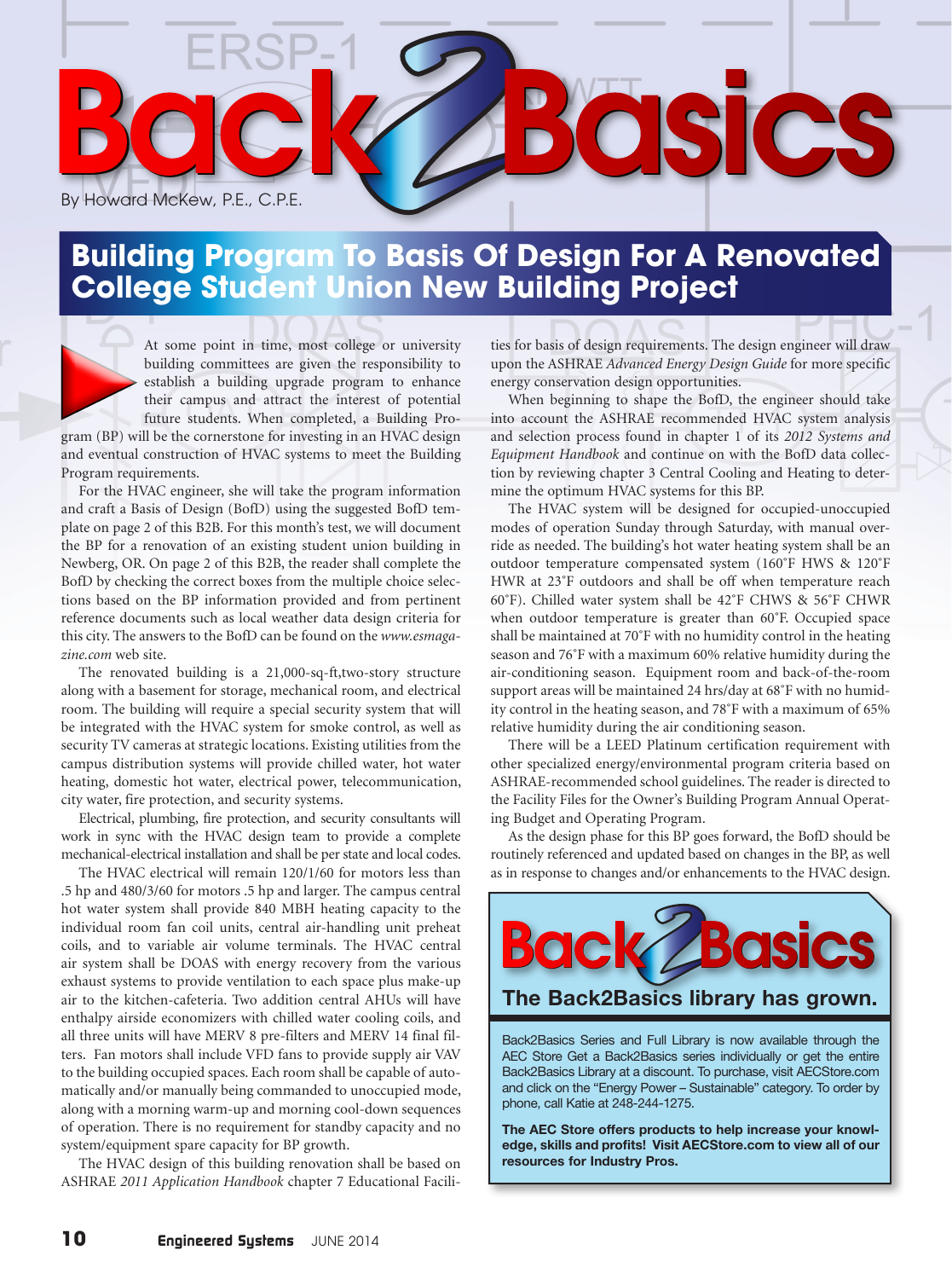# Back2Basics

By Howard McKew, P.E., C.P.E.

## Building Program To Basis Of Design For A Renovated College Student Union New Building Project

At some point in time, most college or university building committees are given the responsibility to establish a building upgrade program to enhance their campus and attract the interest of potential future students. When completed, a Building Program (BP) will be the cornerstone for investing in an HVAC design and eventual construction of HVAC systems to meet the Building Program requirements.

For the HVAC engineer, she will take the program information and craft a Basis of Design (BofD) using the suggested BofD template on page 2 of this B2B. For this month's test, we will document the BP for a renovation of an existing student union building in Newberg, OR. On page 2 of this B2B, the reader shall complete the BofD by checking the correct boxes from the multiple choice selections based on the BP information provided and from pertinent reference documents such as local weather data design criteria for this city. The answers to the BofD can be found on the *www.esmagazine.com* web site.

The renovated building is a 21,000-sq-ft,two-story structure along with a basement for storage, mechanical room, and electrical room. The building will require a special security system that will be integrated with the HVAC system for smoke control, as well as security TV cameras at strategic locations. Existing utilities from the campus distribution systems will provide chilled water, hot water heating, domestic hot water, electrical power, telecommunication, city water, fire protection, and security systems.

Electrical, plumbing, fire protection, and security consultants will work in sync with the HVAC design team to provide a complete mechanical-electrical installation and shall be per state and local codes.

The HVAC electrical will remain 120/1/60 for motors less than .5 hp and 480/3/60 for motors .5 hp and larger. The campus central hot water system shall provide 840 MBH heating capacity to the individual room fan coil units, central air-handling unit preheat coils, and to variable air volume terminals. The HVAC central air system shall be DOAS with energy recovery from the various exhaust systems to provide ventilation to each space plus make-up air to the kitchen-cafeteria. Two addition central AHUs will have enthalpy airside economizers with chilled water cooling coils, and all three units will have MERV 8 pre-filters and MERV 14 final filters. Fan motors shall include VFD fans to provide supply air VAV to the building occupied spaces. Each room shall be capable of automatically and/or manually being commanded to unoccupied mode, along with a morning warm-up and morning cool-down sequences of operation. There is no requirement for standby capacity and no system/equipment spare capacity for BP growth.

The HVAC design of this building renovation shall be based on ASHRAE *2011 Application Handbook* chapter 7 Educational Facilities for basis of design requirements. The design engineer will draw upon the ASHRAE *Advanced Energy Design Guide* for more specific energy conservation design opportunities.

When beginning to shape the BofD, the engineer should take into account the ASHRAE recommended HVAC system analysis and selection process found in chapter 1 of its *2012 Systems and Equipment Handbook* and continue on with the BofD data collection by reviewing chapter 3 Central Cooling and Heating to determine the optimum HVAC systems for this BP.

The HVAC system will be designed for occupied-unoccupied modes of operation Sunday through Saturday, with manual override as needed. The building's hot water heating system shall be an outdoor temperature compensated system (160°F HWS & 120°F HWR at 23°F outdoors and shall be off when temperature reach 60°F). Chilled water system shall be 42°F CHWS & 56°F CHWR when outdoor temperature is greater than 60°F. Occupied space shall be maintained at 70°F with no humidity control in the heating season and 76°F with a maximum 60% relative humidity during the air-conditioning season. Equipment room and back-of-the-room support areas will be maintained 24 hrs/day at 68°F with no humidity control in the heating season, and 78°F with a maximum of 65% relative humidity during the air conditioning season.

There will be a LEED Platinum certification requirement with other specialized energy/environmental program criteria based on ASHRAE-recommended school guidelines. The reader is directed to the Facility Files for the Owner's Building Program Annual Operating Budget and Operating Program.

As the design phase for this BP goes forward, the BofD should be routinely referenced and updated based on changes in the BP, as well as in response to changes and/or enhancements to the HVAC design.

---

**Back2Basics**

**The Back2Basics library has grown.**

Back2Basics Series and Full Library is now available through the AEC Store Get a Back2Basics series individually or get the entire Back2Basics Library at a discount. To purchase, visit AECStore.com and click on the "Energy Power – Sustainable" category. To order by phone, call Katie at 248-244-1275.

**The AEC Store offers products to help increase your knowledge, skills and profits! Visit AECStore.com to view all of our resources for Industry Pros.**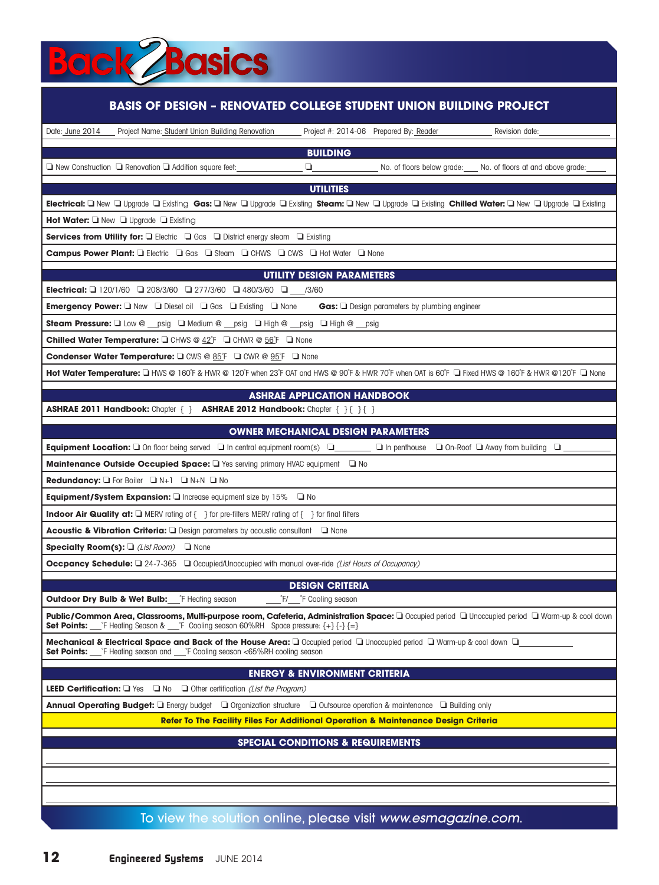# Back2Basics

## BASIS OF DESIGN – RENOVATED COLLEGE STUDENT UNION BUILDING PROJECT

Date: June 2014 Project Name: Student Union Building Renovation Project #: 2014-06 Prepared By: Reader Revision date:\_\_\_\_\_\_\_\_

### BUILDING

❑ New Construction ❑ Renovation ❑ Addition square feet:\_\_\_\_\_\_\_\_ ❑\_\_\_\_\_\_\_\_ No. of floors below grade:\_\_\_ No. of floors at and above grade:\_\_\_\_

### UTILITIES

**Electrical:** ❑ New ❑ Upgrade ❑ Existing **Gas:** ❑ New ❑ Upgrade ❑ Existing **Steam:** ❑ New ❑ Upgrade ❑ Existing **Chilled Water:** ❑ New ❑ Upgrade ❑ Existing

**Hot Water:** ❑ New ❑ Upgrade ❑ Existing

**Services from Utility for:** ❑ Electric ❑ Gas ❑ District energy steam ❑ Existing

**Campus Power Plant:** ❑ Electric ❑ Gas ❑ Steam ❑ CHWS ❑ CWS ❑ Hot Water ❑ None

### UTILITY DESIGN PARAMETERS

**Electrical:** ❑ 120/1/60 ❑ 208/3/60 ❑ 277/3/60 ❑ 480/3/60 ❑ \_\_\_/3/60

**Emergency Power:** ❑ New ❑ Diesel oil ❑ Gas ❑ Existing ❑ None **Gas:** ❑ Design parameters by plumbing engineer

**Steam Pressure:** ❑ Low @ \_\_psig ❑ Medium @ \_\_psig ❑ High @ \_\_psig ❑ High @ \_\_psig

**Chilled Water Temperature:** ❑ CHWS @ 42°F ❑ CHWR @ 56°F ❑ None

**Condenser Water Temperature:** ❑ CWS @ 85°F ❑ CWR @ 95°F ❑ None

**Hot Water Temperature:** ❑ HWS @ 160°F & HWR @ 120°F when 23°F OAT and HWS @ 90°F & HWR 70°F when OAT is 60°F ❑ Fixed HWS @ 160°F & HWR @120°F ❑ None

### ASHRAE APPLICATION HANDBOOK

**ASHRAE 2011 Handbook:** Chapter { } **ASHRAE 2012 Handbook:** Chapter { } { } { }

### OWNER MECHANICAL DESIGN PARAMETERS

**Equipment Location:** ❑ On floor being served ❑ In central equipment room(s) ❑\_\_\_\_\_\_\_\_ ❑ In penthouse ❑ On-Roof ❑ Away from building ❑ \_\_\_\_\_\_\_\_

**Maintenance Outside Occupied Space:** ❑ Yes serving primary HVAC equipment ❑ No

**Redundancy:** ❑ For Boiler ❑ N+1 ❑ N+N ❑ No

**Equipment/System Expansion:** ❑ Increase equipment size by 15% ❑ No

**Indoor Air Quality at:** ❑ MERV rating of { } for pre-filters MERV rating of { } for final filters

**Acoustic & Vibration Criteria:** ❑ Design parameters by acoustic consultant ❑ None

**Specialty Room(s):** ❑ *(List Room)* ❑ None

**Occpancy Schedule:** ❑ 24-7-365 ❑ Occupied/Unoccupied with manual over-ride *(List Hours of Occupancy)*

### DESIGN CRITERIA

**Outdoor Dry Bulb & Wet Bulb:**\_\_\_°F Heating season \_\_\_°F/\_\_\_°F Cooling season

**Public/Common Area, Classrooms, Multi-purpose room, Cafeteria, Administration Space:** ❑ Occupied period ❑ Unoccupied period ❑ Warm-up & cool down
**Set Points:** \_\_\_°F Heating Season & \_\_\_°F Cooling season 60%RH Space pressure: {+} {-} {=}

**Mechanical & Electrical Space and Back of the House Area:** ❑ Occupied period ❑ Unoccupied period ❑ Warm-up & cool down ❑\_\_\_\_\_\_\_\_
**Set Points:** \_\_\_°F Heating season and \_\_\_°F Cooling season <65%RH cooling season

### ENERGY & ENVIRONMENT CRITERIA

**LEED Certification:** ❑ Yes ❑ No ❑ Other certification *(List the Program)*

**Annual Operating Budget:** ❑ Energy budget ❑ Organization structure ❑ Outsource operation & maintenance ❑ Building only

**Refer To The Facility Files For Additional Operation & Maintenance Design Criteria**

### SPECIAL CONDITIONS & REQUIREMENTS

\_\_\_\_\_\_\_\_\_\_\_\_\_\_\_\_\_\_\_\_\_\_\_\_\_\_\_\_\_\_\_\_\_\_\_\_\_\_\_\_

\_\_\_\_\_\_\_\_\_\_\_\_\_\_\_\_\_\_\_\_\_\_\_\_\_\_\_\_\_\_\_\_\_\_\_\_\_\_\_\_

\_\_\_\_\_\_\_\_\_\_\_\_\_\_\_\_\_\_\_\_\_\_\_\_\_\_\_\_\_\_\_\_\_\_\_\_\_\_\_\_

To view the solution online, please visit *www.esmagazine.com.*